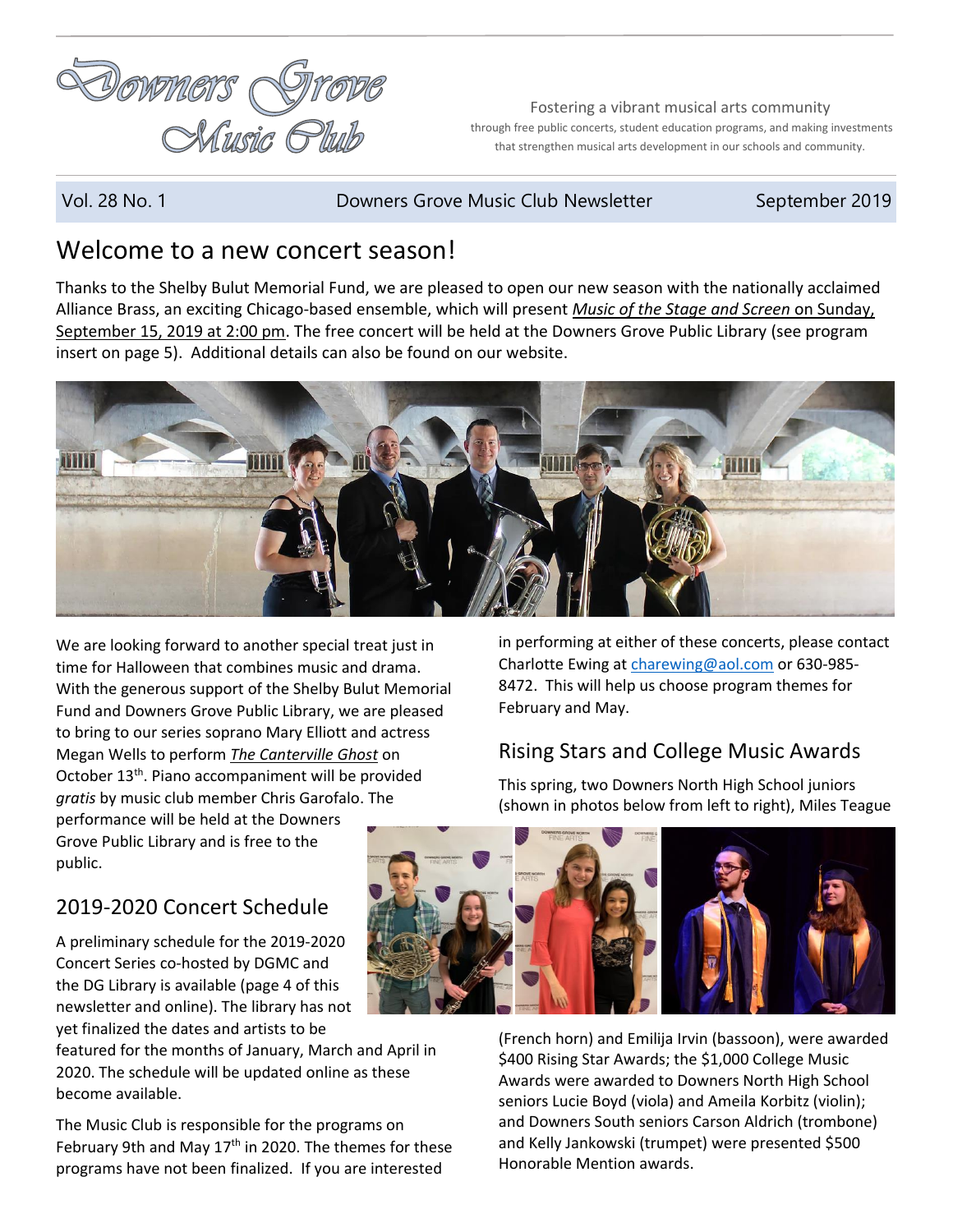# Downers Grove Music Club

Fostering a vibrant musical arts community
through free public concerts, student education programs, and making investments that strengthen musical arts development in our schools and community.

Vol. 28 No. 1 | Downers Grove Music Club Newsletter | September 2019

## Welcome to a new concert season!

Thanks to the Shelby Bulut Memorial Fund, we are pleased to open our new season with the nationally acclaimed Alliance Brass, an exciting Chicago-based ensemble, which will present *Music of the Stage and Screen* on Sunday, September 15, 2019 at 2:00 pm. The free concert will be held at the Downers Grove Public Library (see program insert on page 5). Additional details can also be found on our website.

We are looking forward to another special treat just in time for Halloween that combines music and drama. With the generous support of the Shelby Bulut Memorial Fund and Downers Grove Public Library, we are pleased to bring to our series soprano Mary Elliott and actress Megan Wells to perform *The Canterville Ghost* on October 13th. Piano accompaniment will be provided *gratis* by music club member Chris Garofalo. The performance will be held at the Downers Grove Public Library and is free to the public.

## 2019-2020 Concert Schedule

A preliminary schedule for the 2019-2020 Concert Series co-hosted by DGMC and the DG Library is available (page 4 of this newsletter and online). The library has not yet finalized the dates and artists to be featured for the months of January, March and April in 2020. The schedule will be updated online as these become available.

The Music Club is responsible for the programs on February 9th and May 17th in 2020. The themes for these programs have not been finalized. If you are interested in performing at either of these concerts, please contact Charlotte Ewing at charewing@aol.com or 630-985-8472. This will help us choose program themes for February and May.

## Rising Stars and College Music Awards

This spring, two Downers North High School juniors (shown in photos below from left to right), Miles Teague (French horn) and Emilija Irvin (bassoon), were awarded $400 Rising Star Awards; the $1,000 College Music Awards were awarded to Downers North High School seniors Lucie Boyd (viola) and Ameila Korbitz (violin); and Downers South seniors Carson Aldrich (trombone) and Kelly Jankowski (trumpet) were presented $500 Honorable Mention awards.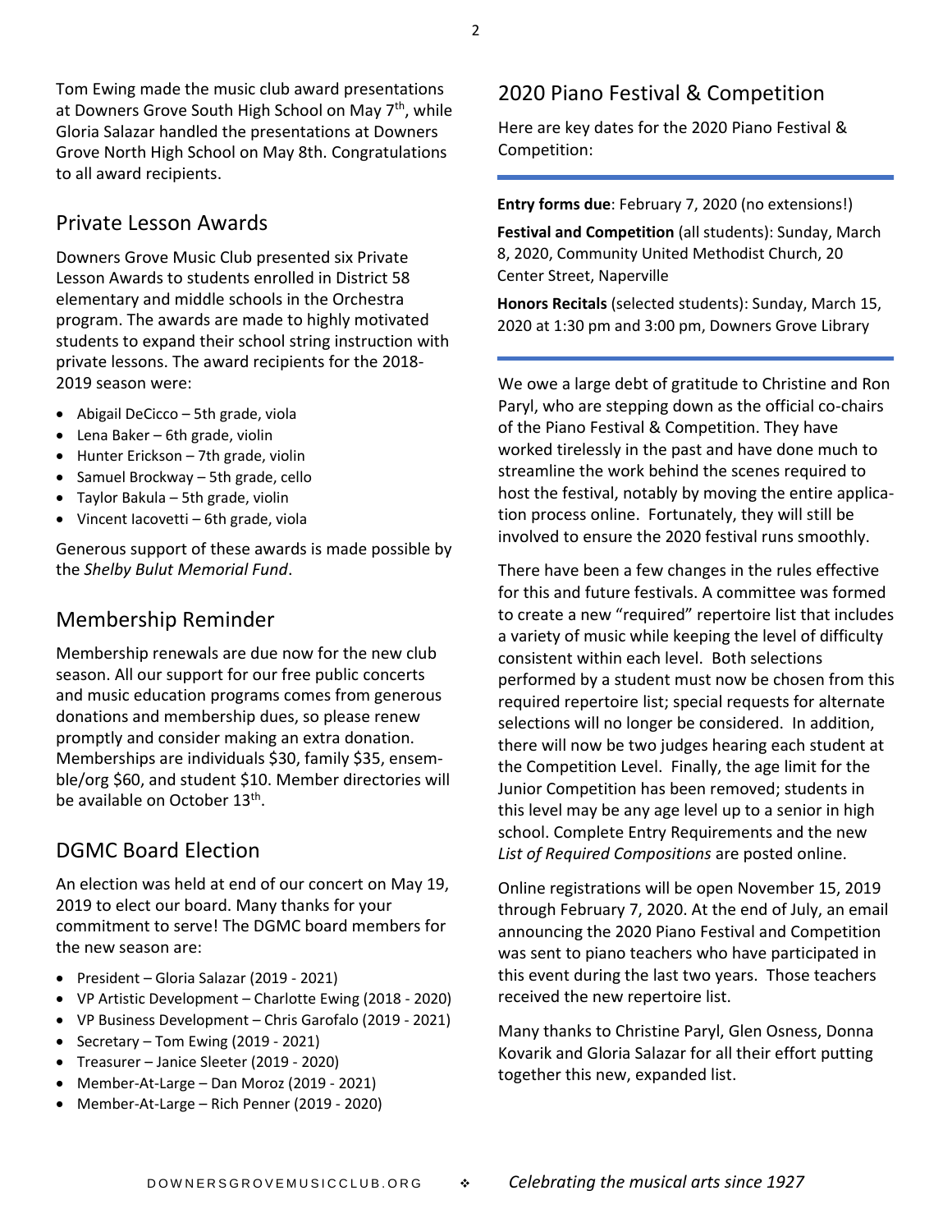Tom Ewing made the music club award presentations at Downers Grove South High School on May 7th, while Gloria Salazar handled the presentations at Downers Grove North High School on May 8th. Congratulations to all award recipients.

## Private Lesson Awards

Downers Grove Music Club presented six Private Lesson Awards to students enrolled in District 58 elementary and middle schools in the Orchestra program. The awards are made to highly motivated students to expand their school string instruction with private lessons. The award recipients for the 2018-2019 season were:

- Abigail DeCicco – 5th grade, viola
- Lena Baker – 6th grade, violin
- Hunter Erickson – 7th grade, violin
- Samuel Brockway – 5th grade, cello
- Taylor Bakula – 5th grade, violin
- Vincent Iacovetti – 6th grade, viola

Generous support of these awards is made possible by the *Shelby Bulut Memorial Fund*.

## Membership Reminder

Membership renewals are due now for the new club season. All our support for our free public concerts and music education programs comes from generous donations and membership dues, so please renew promptly and consider making an extra donation. Memberships are individuals $30, family $35, ensemble/org $60, and student $10. Member directories will be available on October 13th.

## DGMC Board Election

An election was held at end of our concert on May 19, 2019 to elect our board. Many thanks for your commitment to serve! The DGMC board members for the new season are:

- President – Gloria Salazar (2019 - 2021)
- VP Artistic Development – Charlotte Ewing (2018 - 2020)
- VP Business Development – Chris Garofalo (2019 - 2021)
- Secretary – Tom Ewing (2019 - 2021)
- Treasurer – Janice Sleeter (2019 - 2020)
- Member-At-Large – Dan Moroz (2019 - 2021)
- Member-At-Large – Rich Penner (2019 - 2020)

## 2020 Piano Festival & Competition

Here are key dates for the 2020 Piano Festival & Competition:

**Entry forms due**: February 7, 2020 (no extensions!)

**Festival and Competition** (all students): Sunday, March 8, 2020, Community United Methodist Church, 20 Center Street, Naperville

**Honors Recitals** (selected students): Sunday, March 15, 2020 at 1:30 pm and 3:00 pm, Downers Grove Library

We owe a large debt of gratitude to Christine and Ron Paryl, who are stepping down as the official co-chairs of the Piano Festival & Competition. They have worked tirelessly in the past and have done much to streamline the work behind the scenes required to host the festival, notably by moving the entire application process online. Fortunately, they will still be involved to ensure the 2020 festival runs smoothly.

There have been a few changes in the rules effective for this and future festivals. A committee was formed to create a new "required" repertoire list that includes a variety of music while keeping the level of difficulty consistent within each level. Both selections performed by a student must now be chosen from this required repertoire list; special requests for alternate selections will no longer be considered. In addition, there will now be two judges hearing each student at the Competition Level. Finally, the age limit for the Junior Competition has been removed; students in this level may be any age level up to a senior in high school. Complete Entry Requirements and the new *List of Required Compositions* are posted online.

Online registrations will be open November 15, 2019 through February 7, 2020. At the end of July, an email announcing the 2020 Piano Festival and Competition was sent to piano teachers who have participated in this event during the last two years. Those teachers received the new repertoire list.

Many thanks to Christine Paryl, Glen Osness, Donna Kovarik and Gloria Salazar for all their effort putting together this new, expanded list.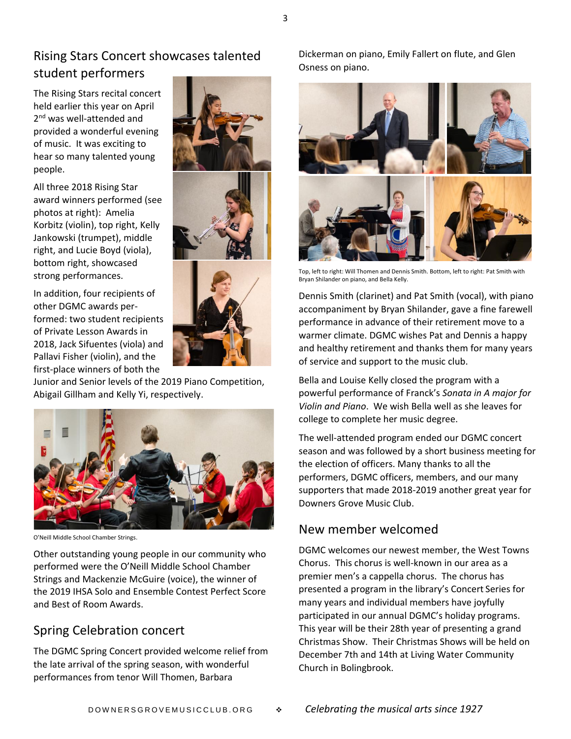## Rising Stars Concert showcases talented student performers

The Rising Stars recital concert held earlier this year on April 2nd was well-attended and provided a wonderful evening of music. It was exciting to hear so many talented young people.

All three 2018 Rising Star award winners performed (see photos at right): Amelia Korbitz (violin), top right, Kelly Jankowski (trumpet), middle right, and Lucie Boyd (viola), bottom right, showcased strong performances.

In addition, four recipients of other DGMC awards performed: two student recipients of Private Lesson Awards in 2018, Jack Sifuentes (viola) and Pallavi Fisher (violin), and the first-place winners of both the Junior and Senior levels of the 2019 Piano Competition, Abigail Gillham and Kelly Yi, respectively.

O'Neill Middle School Chamber Strings.

Other outstanding young people in our community who performed were the O'Neill Middle School Chamber Strings and Mackenzie McGuire (voice), the winner of the 2019 IHSA Solo and Ensemble Contest Perfect Score and Best of Room Awards.

## Spring Celebration concert

The DGMC Spring Concert provided welcome relief from the late arrival of the spring season, with wonderful performances from tenor Will Thomen, Barbara Dickerman on piano, Emily Fallert on flute, and Glen Osness on piano.

Top, left to right: Will Thomen and Dennis Smith. Bottom, left to right: Pat Smith with Bryan Shilander on piano, and Bella Kelly.

Dennis Smith (clarinet) and Pat Smith (vocal), with piano accompaniment by Bryan Shilander, gave a fine farewell performance in advance of their retirement move to a warmer climate. DGMC wishes Pat and Dennis a happy and healthy retirement and thanks them for many years of service and support to the music club.

Bella and Louise Kelly closed the program with a powerful performance of Franck's *Sonata in A major for Violin and Piano*. We wish Bella well as she leaves for college to complete her music degree.

The well-attended program ended our DGMC concert season and was followed by a short business meeting for the election of officers. Many thanks to all the performers, DGMC officers, members, and our many supporters that made 2018-2019 another great year for Downers Grove Music Club.

## New member welcomed

DGMC welcomes our newest member, the West Towns Chorus. This chorus is well-known in our area as a premier men's a cappella chorus. The chorus has presented a program in the library's Concert Series for many years and individual members have joyfully participated in our annual DGMC's holiday programs. This year will be their 28th year of presenting a grand Christmas Show. Their Christmas Shows will be held on December 7th and 14th at Living Water Community Church in Bolingbrook.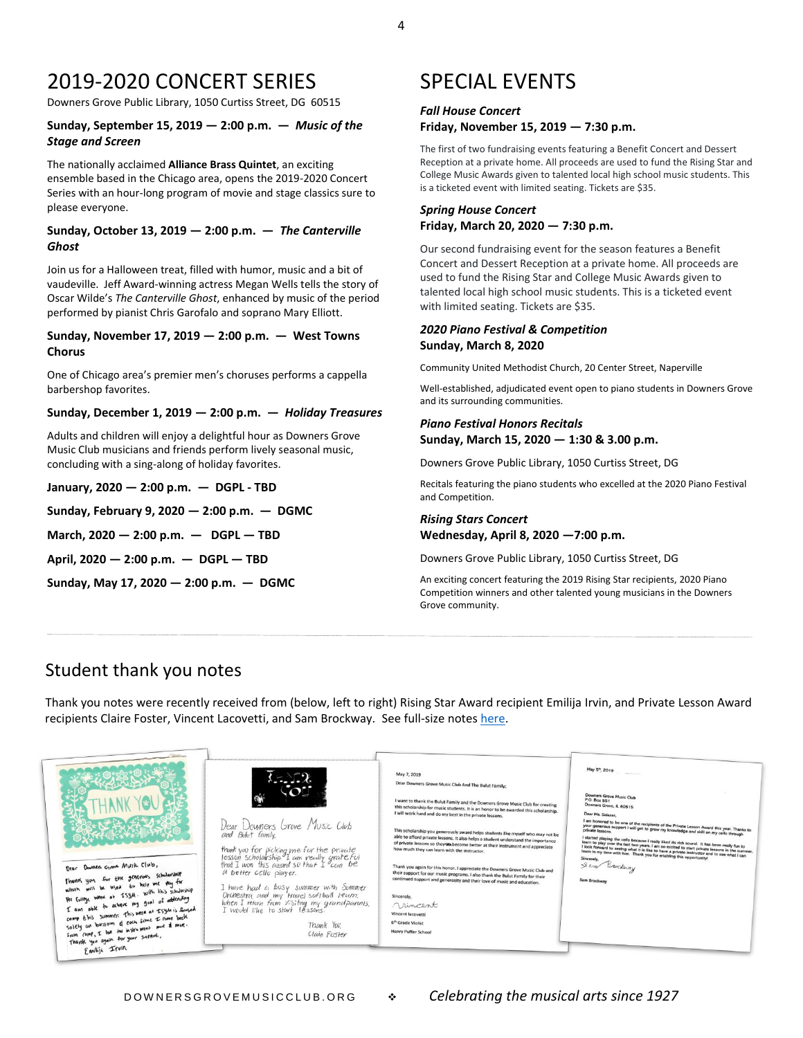# 2019-2020 CONCERT SERIES

Downers Grove Public Library, 1050 Curtiss Street, DG 60515

**Sunday, September 15, 2019 — 2:00 p.m. — *Music of the Stage and Screen***

The nationally acclaimed **Alliance Brass Quintet**, an exciting ensemble based in the Chicago area, opens the 2019-2020 Concert Series with an hour-long program of movie and stage classics sure to please everyone.

**Sunday, October 13, 2019 — 2:00 p.m. — *The Canterville Ghost***

Join us for a Halloween treat, filled with humor, music and a bit of vaudeville. Jeff Award-winning actress Megan Wells tells the story of Oscar Wilde's *The Canterville Ghost*, enhanced by music of the period performed by pianist Chris Garofalo and soprano Mary Elliott.

**Sunday, November 17, 2019 — 2:00 p.m. — West Towns Chorus**

One of Chicago area's premier men's choruses performs a cappella barbershop favorites.

**Sunday, December 1, 2019 — 2:00 p.m. — *Holiday Treasures***

Adults and children will enjoy a delightful hour as Downers Grove Music Club musicians and friends perform lively seasonal music, concluding with a sing-along of holiday favorites.

**January, 2020 — 2:00 p.m. — DGPL - TBD**

**Sunday, February 9, 2020 — 2:00 p.m. — DGMC**

**March, 2020 — 2:00 p.m. — DGPL — TBD**

**April, 2020 — 2:00 p.m. — DGPL — TBD**

**Sunday, May 17, 2020 — 2:00 p.m. — DGMC**

# SPECIAL EVENTS

***Fall House Concert***
**Friday, November 15, 2019 — 7:30 p.m.**

The first of two fundraising events featuring a Benefit Concert and Dessert Reception at a private home. All proceeds are used to fund the Rising Star and College Music Awards given to talented local high school music students. This is a ticketed event with limited seating. Tickets are $35.

***Spring House Concert***
**Friday, March 20, 2020 — 7:30 p.m.**

Our second fundraising event for the season features a Benefit Concert and Dessert Reception at a private home. All proceeds are used to fund the Rising Star and College Music Awards given to talented local high school music students. This is a ticketed event with limited seating. Tickets are $35.

***2020 Piano Festival & Competition***
**Sunday, March 8, 2020**

Community United Methodist Church, 20 Center Street, Naperville

Well-established, adjudicated event open to piano students in Downers Grove and its surrounding communities.

***Piano Festival Honors Recitals***
**Sunday, March 15, 2020 — 1:30 & 3.00 p.m.**

Downers Grove Public Library, 1050 Curtiss Street, DG

Recitals featuring the piano students who excelled at the 2020 Piano Festival and Competition.

***Rising Stars Concert***
**Wednesday, April 8, 2020 —7:00 p.m.**

Downers Grove Public Library, 1050 Curtiss Street, DG

An exciting concert featuring the 2019 Rising Star recipients, 2020 Piano Competition winners and other talented young musicians in the Downers Grove community.

---

## Student thank you notes

Thank you notes were recently received from (below, left to right) Rising Star Award recipient Emilija Irvin, and Private Lesson Award recipients Claire Foster, Vincent Lacovetti, and Sam Brockway. See full-size notes here.

DOWNERSGROVEMUSICCLUB.ORG ❖ *Celebrating the musical arts since 1927*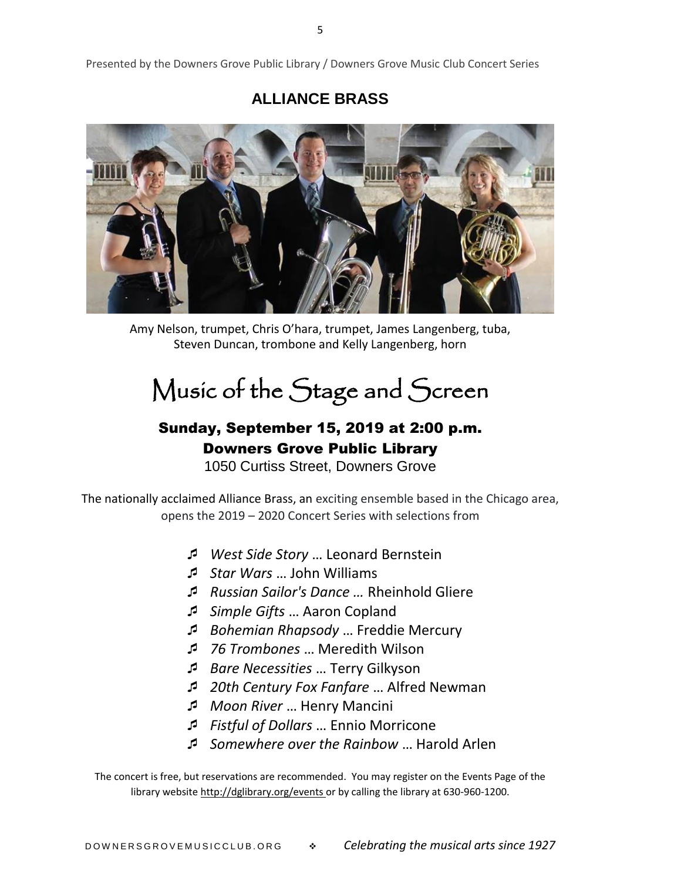Presented by the Downers Grove Public Library / Downers Grove Music Club Concert Series

# ALLIANCE BRASS

Amy Nelson, trumpet, Chris O'hara, trumpet, James Langenberg, tuba, Steven Duncan, trombone and Kelly Langenberg, horn

# Music of the Stage and Screen

## Sunday, September 15, 2019 at 2:00 p.m.

## Downers Grove Public Library

1050 Curtiss Street, Downers Grove

The nationally acclaimed Alliance Brass, an exciting ensemble based in the Chicago area, opens the 2019 – 2020 Concert Series with selections from

- *West Side Story* … Leonard Bernstein
- *Star Wars* … John Williams
- *Russian Sailor's Dance …* Rheinhold Gliere
- *Simple Gifts* … Aaron Copland
- *Bohemian Rhapsody* … Freddie Mercury
- *76 Trombones* … Meredith Wilson
- *Bare Necessities* … Terry Gilkyson
- *20th Century Fox Fanfare* … Alfred Newman
- *Moon River* … Henry Mancini
- *Fistful of Dollars* … Ennio Morricone
- *Somewhere over the Rainbow* … Harold Arlen

The concert is free, but reservations are recommended. You may register on the Events Page of the library website http://dglibrary.org/events or by calling the library at 630-960-1200.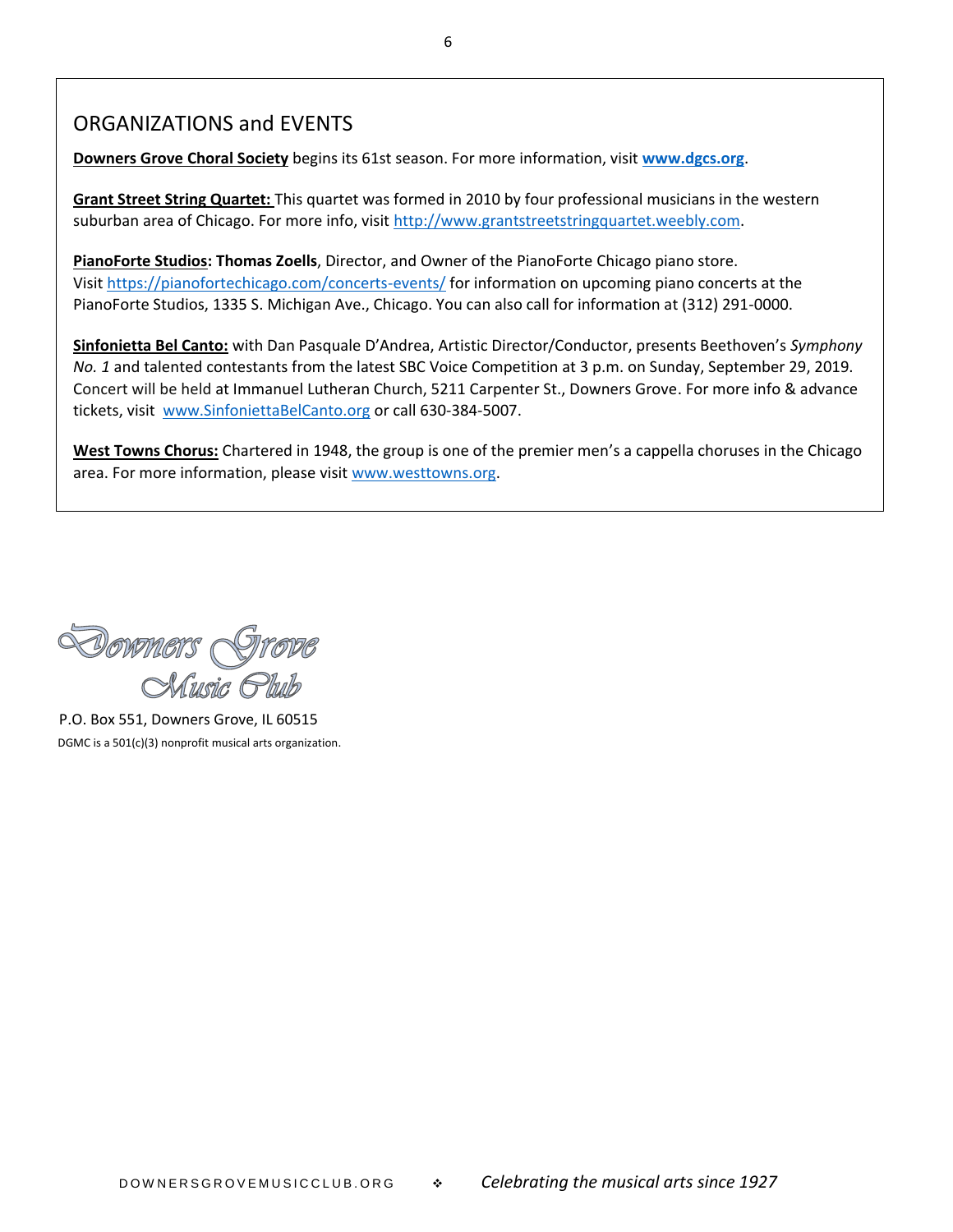## ORGANIZATIONS and EVENTS

**Downers Grove Choral Society** begins its 61st season. For more information, visit **www.dgcs.org**.

**Grant Street String Quartet:** This quartet was formed in 2010 by four professional musicians in the western suburban area of Chicago. For more info, visit http://www.grantstreetstringquartet.weebly.com.

**PianoForte Studios: Thomas Zoells**, Director, and Owner of the PianoForte Chicago piano store. Visit https://pianofortechicago.com/concerts-events/ for information on upcoming piano concerts at the PianoForte Studios, 1335 S. Michigan Ave., Chicago. You can also call for information at (312) 291-0000.

**Sinfonietta Bel Canto:** with Dan Pasquale D'Andrea, Artistic Director/Conductor, presents Beethoven's *Symphony No. 1* and talented contestants from the latest SBC Voice Competition at 3 p.m. on Sunday, September 29, 2019. Concert will be held at Immanuel Lutheran Church, 5211 Carpenter St., Downers Grove. For more info & advance tickets, visit www.SinfoniettaBelCanto.org or call 630-384-5007.

**West Towns Chorus:** Chartered in 1948, the group is one of the premier men's a cappella choruses in the Chicago area. For more information, please visit www.westtowns.org.

Downers Grove Music Club

P.O. Box 551, Downers Grove, IL 60515

DGMC is a 501(c)(3) nonprofit musical arts organization.

DOWNERSGROVEMUSICCLUB.ORG ❖ *Celebrating the musical arts since 1927*